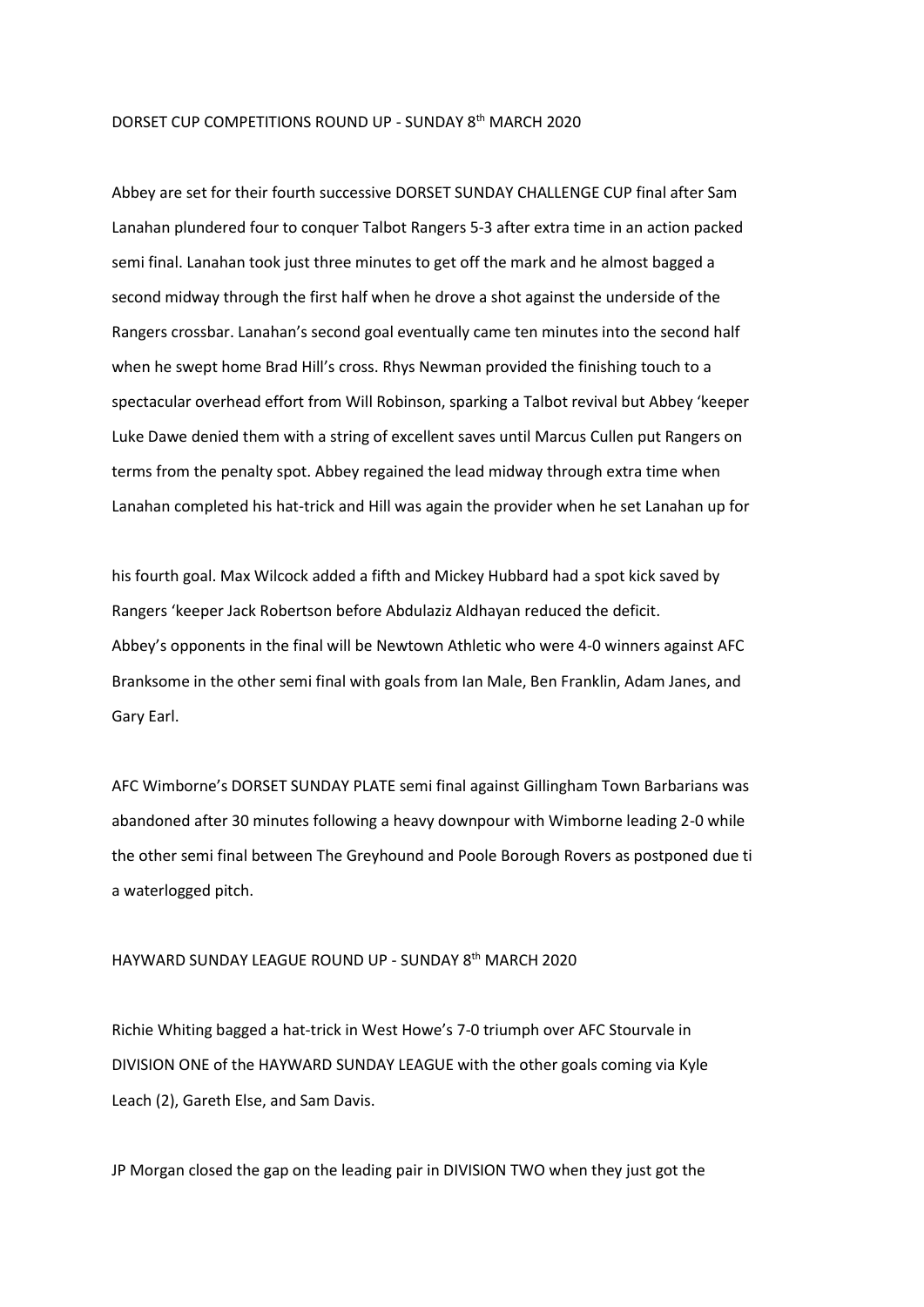DORSET CUP COMPETITIONS ROUND UP - SUNDAY 8th MARCH 2020

Abbey are set for their fourth successive DORSET SUNDAY CHALLENGE CUP final after Sam Lanahan plundered four to conquer Talbot Rangers 5-3 after extra time in an action packed semi final. Lanahan took just three minutes to get off the mark and he almost bagged a second midway through the first half when he drove a shot against the underside of the Rangers crossbar. Lanahan's second goal eventually came ten minutes into the second half when he swept home Brad Hill's cross. Rhys Newman provided the finishing touch to a spectacular overhead effort from Will Robinson, sparking a Talbot revival but Abbey 'keeper Luke Dawe denied them with a string of excellent saves until Marcus Cullen put Rangers on terms from the penalty spot. Abbey regained the lead midway through extra time when Lanahan completed his hat-trick and Hill was again the provider when he set Lanahan up for his fourth goal. Max Wilcock added a fifth and Mickey Hubbard had a spot kick saved by Rangers 'keeper Jack Robertson before Abdulaziz Aldhayan reduced the deficit.
Abbey's opponents in the final will be Newtown Athletic who were 4-0 winners against AFC Branksome in the other semi final with goals from Ian Male, Ben Franklin, Adam Janes, and Gary Earl.

AFC Wimborne's DORSET SUNDAY PLATE semi final against Gillingham Town Barbarians was abandoned after 30 minutes following a heavy downpour with Wimborne leading 2-0 while the other semi final between The Greyhound and Poole Borough Rovers as postponed due ti a waterlogged pitch.

HAYWARD SUNDAY LEAGUE ROUND UP - SUNDAY 8th MARCH 2020

Richie Whiting bagged a hat-trick in West Howe's 7-0 triumph over AFC Stourvale in DIVISION ONE of the HAYWARD SUNDAY LEAGUE with the other goals coming via Kyle Leach (2), Gareth Else, and Sam Davis.

JP Morgan closed the gap on the leading pair in DIVISION TWO when they just got the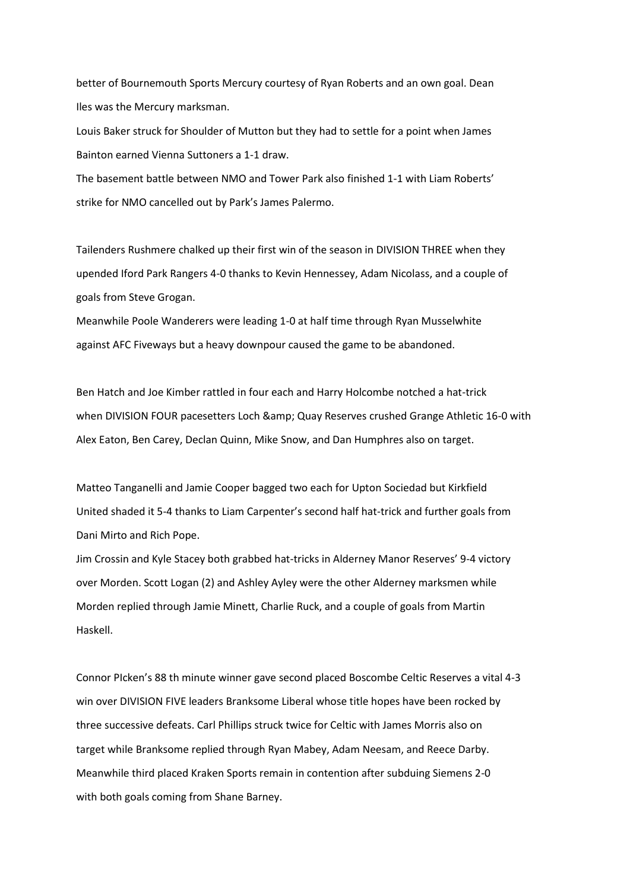better of Bournemouth Sports Mercury courtesy of Ryan Roberts and an own goal. Dean Iles was the Mercury marksman.

Louis Baker struck for Shoulder of Mutton but they had to settle for a point when James Bainton earned Vienna Suttoners a 1-1 draw.

The basement battle between NMO and Tower Park also finished 1-1 with Liam Roberts' strike for NMO cancelled out by Park's James Palermo.

Tailenders Rushmere chalked up their first win of the season in DIVISION THREE when they upended Iford Park Rangers 4-0 thanks to Kevin Hennessey, Adam Nicolass, and a couple of goals from Steve Grogan.

Meanwhile Poole Wanderers were leading 1-0 at half time through Ryan Musselwhite against AFC Fiveways but a heavy downpour caused the game to be abandoned.

Ben Hatch and Joe Kimber rattled in four each and Harry Holcombe notched a hat-trick when DIVISION FOUR pacesetters Loch &amp; Quay Reserves crushed Grange Athletic 16-0 with Alex Eaton, Ben Carey, Declan Quinn, Mike Snow, and Dan Humphres also on target.

Matteo Tanganelli and Jamie Cooper bagged two each for Upton Sociedad but Kirkfield United shaded it 5-4 thanks to Liam Carpenter's second half hat-trick and further goals from Dani Mirto and Rich Pope.

Jim Crossin and Kyle Stacey both grabbed hat-tricks in Alderney Manor Reserves' 9-4 victory over Morden. Scott Logan (2) and Ashley Ayley were the other Alderney marksmen while Morden replied through Jamie Minett, Charlie Ruck, and a couple of goals from Martin Haskell.

Connor PIcken's 88 th minute winner gave second placed Boscombe Celtic Reserves a vital 4-3 win over DIVISION FIVE leaders Branksome Liberal whose title hopes have been rocked by three successive defeats. Carl Phillips struck twice for Celtic with James Morris also on target while Branksome replied through Ryan Mabey, Adam Neesam, and Reece Darby.

Meanwhile third placed Kraken Sports remain in contention after subduing Siemens 2-0 with both goals coming from Shane Barney.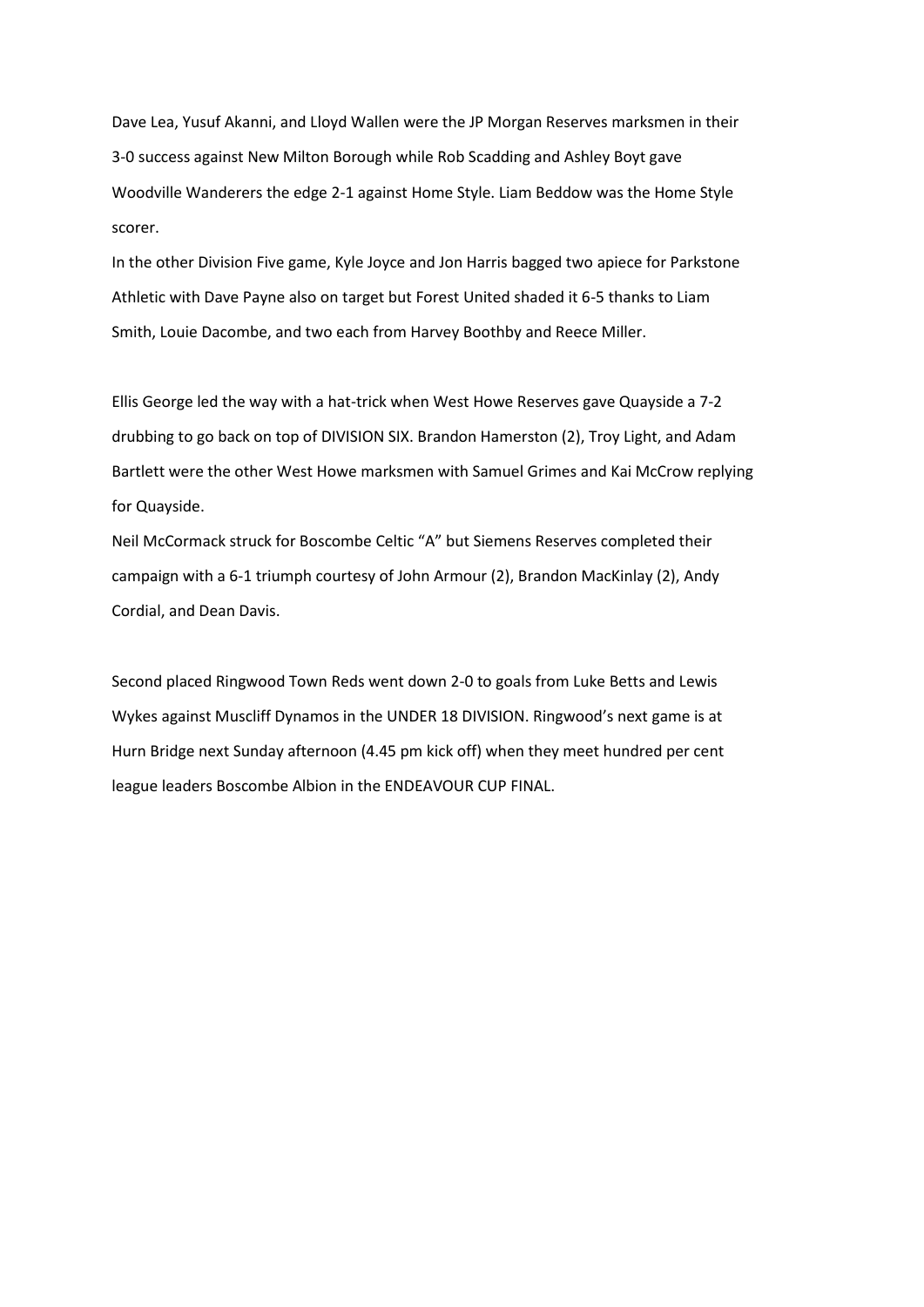Dave Lea, Yusuf Akanni, and Lloyd Wallen were the JP Morgan Reserves marksmen in their 3-0 success against New Milton Borough while Rob Scadding and Ashley Boyt gave Woodville Wanderers the edge 2-1 against Home Style. Liam Beddow was the Home Style scorer.

In the other Division Five game, Kyle Joyce and Jon Harris bagged two apiece for Parkstone Athletic with Dave Payne also on target but Forest United shaded it 6-5 thanks to Liam Smith, Louie Dacombe, and two each from Harvey Boothby and Reece Miller.

Ellis George led the way with a hat-trick when West Howe Reserves gave Quayside a 7-2 drubbing to go back on top of DIVISION SIX. Brandon Hamerston (2), Troy Light, and Adam Bartlett were the other West Howe marksmen with Samuel Grimes and Kai McCrow replying for Quayside.

Neil McCormack struck for Boscombe Celtic "A" but Siemens Reserves completed their campaign with a 6-1 triumph courtesy of John Armour (2), Brandon MacKinlay (2), Andy Cordial, and Dean Davis.

Second placed Ringwood Town Reds went down 2-0 to goals from Luke Betts and Lewis Wykes against Muscliff Dynamos in the UNDER 18 DIVISION. Ringwood's next game is at Hurn Bridge next Sunday afternoon (4.45 pm kick off) when they meet hundred per cent league leaders Boscombe Albion in the ENDEAVOUR CUP FINAL.